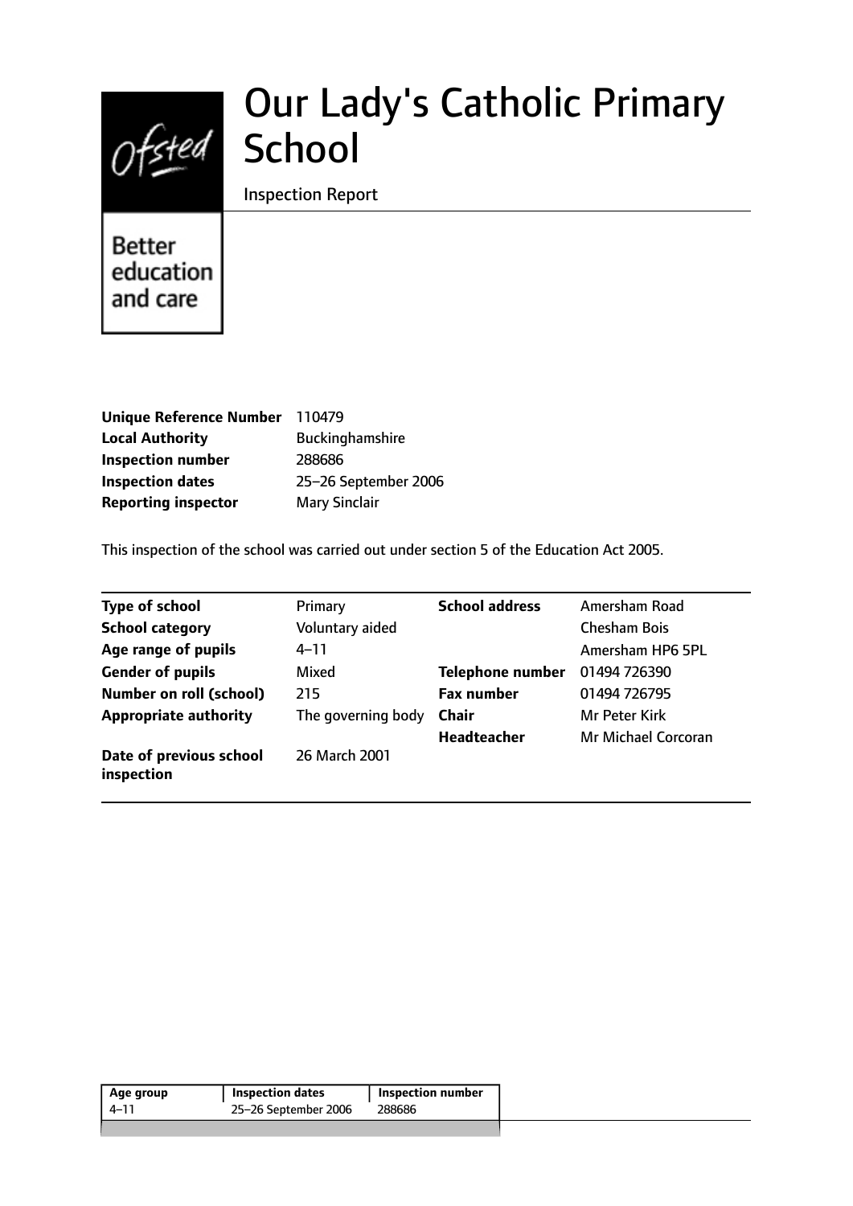# Our Lady's Catholic Primary School

Inspection Report

Better education and care

| | |
|---|---|
| **Unique Reference Number** | 110479 |
| **Local Authority** | Buckinghamshire |
| **Inspection number** | 288686 |
| **Inspection dates** | 25–26 September 2006 |
| **Reporting inspector** | Mary Sinclair |

This inspection of the school was carried out under section 5 of the Education Act 2005.

| | | | |
|---|---|---|---|
| **Type of school** | Primary | **School address** | Amersham Road |
| **School category** | Voluntary aided | | Chesham Bois |
| **Age range of pupils** | 4–11 | | Amersham HP6 5PL |
| **Gender of pupils** | Mixed | **Telephone number** | 01494 726390 |
| **Number on roll (school)** | 215 | **Fax number** | 01494 726795 |
| **Appropriate authority** | The governing body | **Chair** | Mr Peter Kirk |
| | | **Headteacher** | Mr Michael Corcoran |
| **Date of previous school inspection** | 26 March 2001 | | |

| Age group | Inspection dates | Inspection number |
|---|---|---|
| 4–11 | 25–26 September 2006 | 288686 |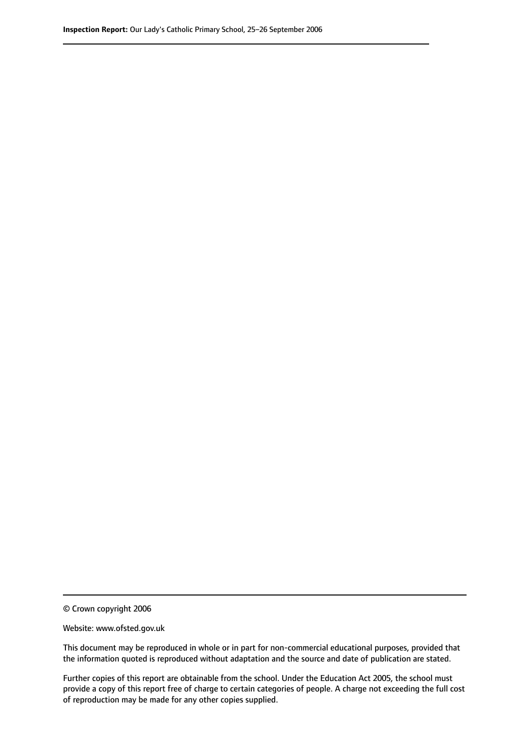© Crown copyright 2006

Website: www.ofsted.gov.uk

This document may be reproduced in whole or in part for non-commercial educational purposes, provided that the information quoted is reproduced without adaptation and the source and date of publication are stated.

Further copies of this report are obtainable from the school. Under the Education Act 2005, the school must provide a copy of this report free of charge to certain categories of people. A charge not exceeding the full cost of reproduction may be made for any other copies supplied.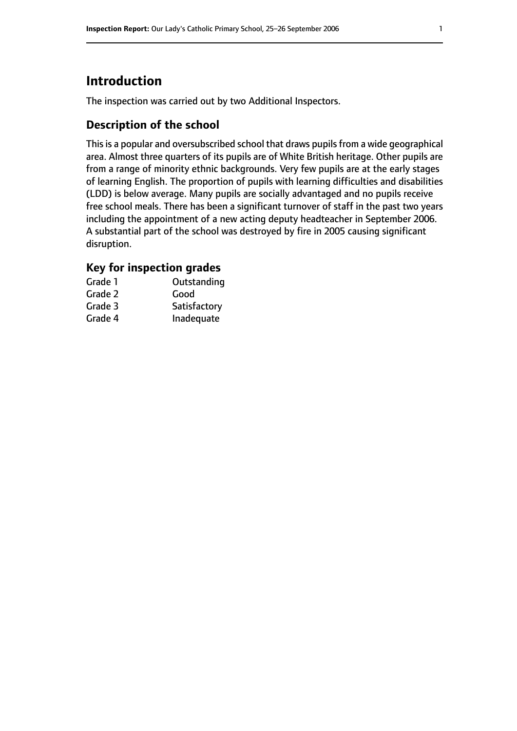# Introduction

The inspection was carried out by two Additional Inspectors.

## Description of the school

This is a popular and oversubscribed school that draws pupils from a wide geographical area. Almost three quarters of its pupils are of White British heritage. Other pupils are from a range of minority ethnic backgrounds. Very few pupils are at the early stages of learning English. The proportion of pupils with learning difficulties and disabilities (LDD) is below average. Many pupils are socially advantaged and no pupils receive free school meals. There has been a significant turnover of staff in the past two years including the appointment of a new acting deputy headteacher in September 2006. A substantial part of the school was destroyed by fire in 2005 causing significant disruption.

### Key for inspection grades

| | |
|---|---|
| Grade 1 | Outstanding |
| Grade 2 | Good |
| Grade 3 | Satisfactory |
| Grade 4 | Inadequate |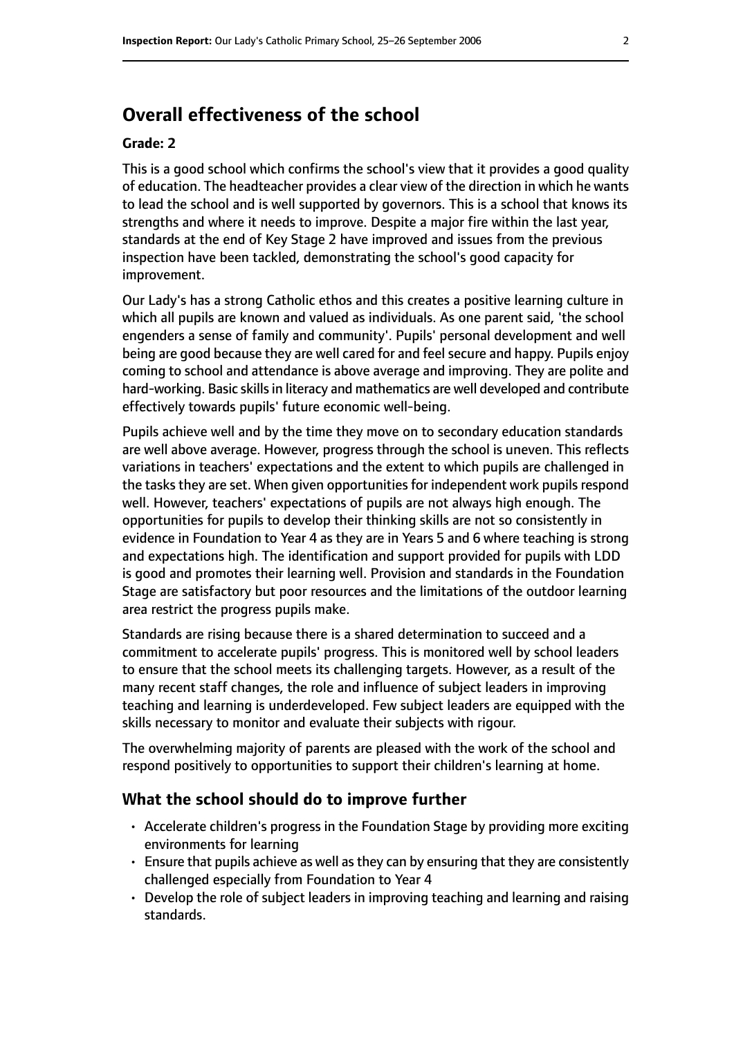## Overall effectiveness of the school

**Grade: 2**

This is a good school which confirms the school's view that it provides a good quality of education. The headteacher provides a clear view of the direction in which he wants to lead the school and is well supported by governors. This is a school that knows its strengths and where it needs to improve. Despite a major fire within the last year, standards at the end of Key Stage 2 have improved and issues from the previous inspection have been tackled, demonstrating the school's good capacity for improvement.

Our Lady's has a strong Catholic ethos and this creates a positive learning culture in which all pupils are known and valued as individuals. As one parent said, 'the school engenders a sense of family and community'. Pupils' personal development and well being are good because they are well cared for and feel secure and happy. Pupils enjoy coming to school and attendance is above average and improving. They are polite and hard-working. Basic skills in literacy and mathematics are well developed and contribute effectively towards pupils' future economic well-being.

Pupils achieve well and by the time they move on to secondary education standards are well above average. However, progress through the school is uneven. This reflects variations in teachers' expectations and the extent to which pupils are challenged in the tasks they are set. When given opportunities for independent work pupils respond well. However, teachers' expectations of pupils are not always high enough. The opportunities for pupils to develop their thinking skills are not so consistently in evidence in Foundation to Year 4 as they are in Years 5 and 6 where teaching is strong and expectations high. The identification and support provided for pupils with LDD is good and promotes their learning well. Provision and standards in the Foundation Stage are satisfactory but poor resources and the limitations of the outdoor learning area restrict the progress pupils make.

Standards are rising because there is a shared determination to succeed and a commitment to accelerate pupils' progress. This is monitored well by school leaders to ensure that the school meets its challenging targets. However, as a result of the many recent staff changes, the role and influence of subject leaders in improving teaching and learning is underdeveloped. Few subject leaders are equipped with the skills necessary to monitor and evaluate their subjects with rigour.

The overwhelming majority of parents are pleased with the work of the school and respond positively to opportunities to support their children's learning at home.

### What the school should do to improve further

- Accelerate children's progress in the Foundation Stage by providing more exciting environments for learning
- Ensure that pupils achieve as well as they can by ensuring that they are consistently challenged especially from Foundation to Year 4
- Develop the role of subject leaders in improving teaching and learning and raising standards.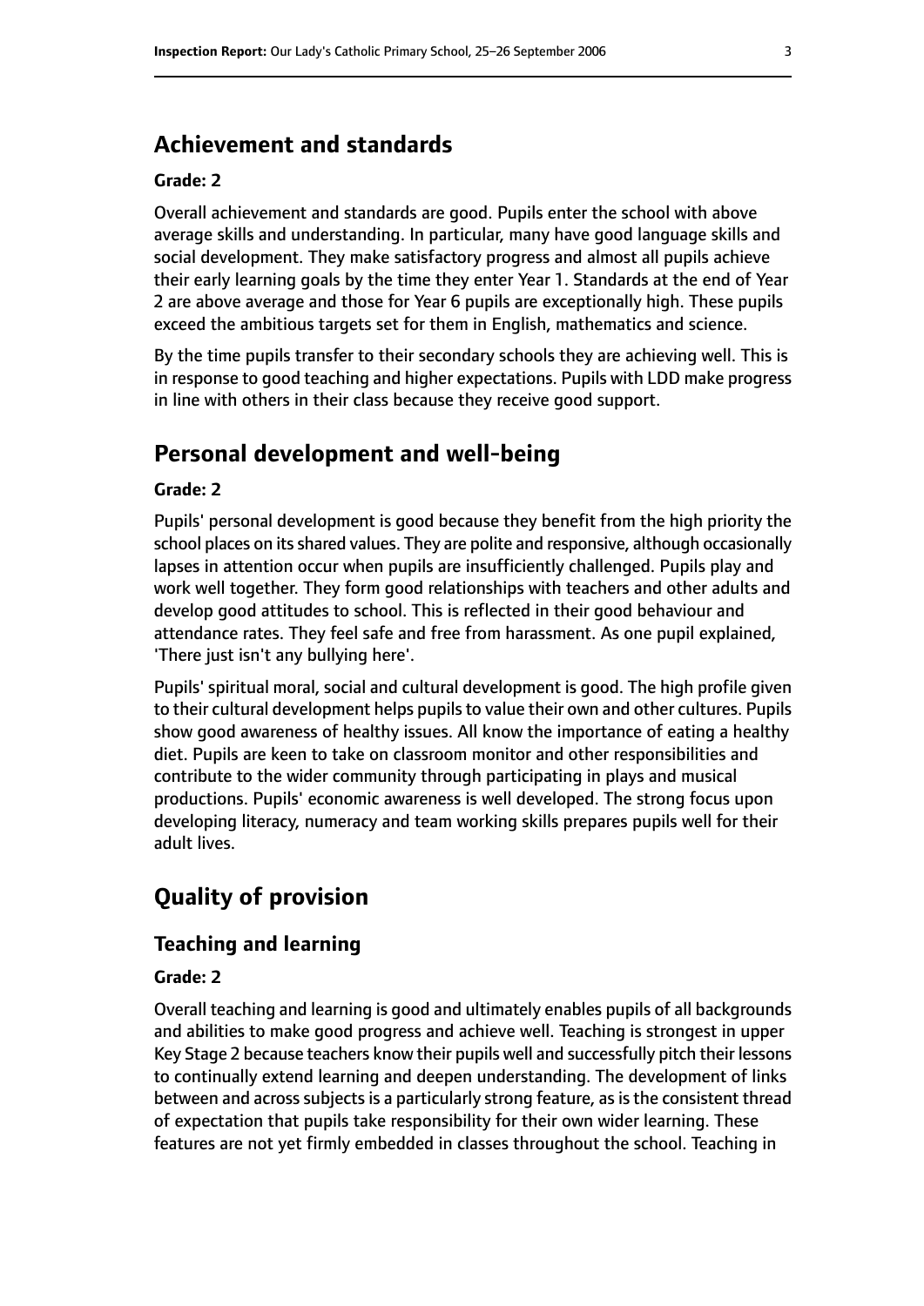## Achievement and standards

**Grade: 2**

Overall achievement and standards are good. Pupils enter the school with above average skills and understanding. In particular, many have good language skills and social development. They make satisfactory progress and almost all pupils achieve their early learning goals by the time they enter Year 1. Standards at the end of Year 2 are above average and those for Year 6 pupils are exceptionally high. These pupils exceed the ambitious targets set for them in English, mathematics and science.

By the time pupils transfer to their secondary schools they are achieving well. This is in response to good teaching and higher expectations. Pupils with LDD make progress in line with others in their class because they receive good support.

## Personal development and well-being

**Grade: 2**

Pupils' personal development is good because they benefit from the high priority the school places on its shared values. They are polite and responsive, although occasionally lapses in attention occur when pupils are insufficiently challenged. Pupils play and work well together. They form good relationships with teachers and other adults and develop good attitudes to school. This is reflected in their good behaviour and attendance rates. They feel safe and free from harassment. As one pupil explained, 'There just isn't any bullying here'.

Pupils' spiritual moral, social and cultural development is good. The high profile given to their cultural development helps pupils to value their own and other cultures. Pupils show good awareness of healthy issues. All know the importance of eating a healthy diet. Pupils are keen to take on classroom monitor and other responsibilities and contribute to the wider community through participating in plays and musical productions. Pupils' economic awareness is well developed. The strong focus upon developing literacy, numeracy and team working skills prepares pupils well for their adult lives.

## Quality of provision

### Teaching and learning

**Grade: 2**

Overall teaching and learning is good and ultimately enables pupils of all backgrounds and abilities to make good progress and achieve well. Teaching is strongest in upper Key Stage 2 because teachers know their pupils well and successfully pitch their lessons to continually extend learning and deepen understanding. The development of links between and across subjects is a particularly strong feature, as is the consistent thread of expectation that pupils take responsibility for their own wider learning. These features are not yet firmly embedded in classes throughout the school. Teaching in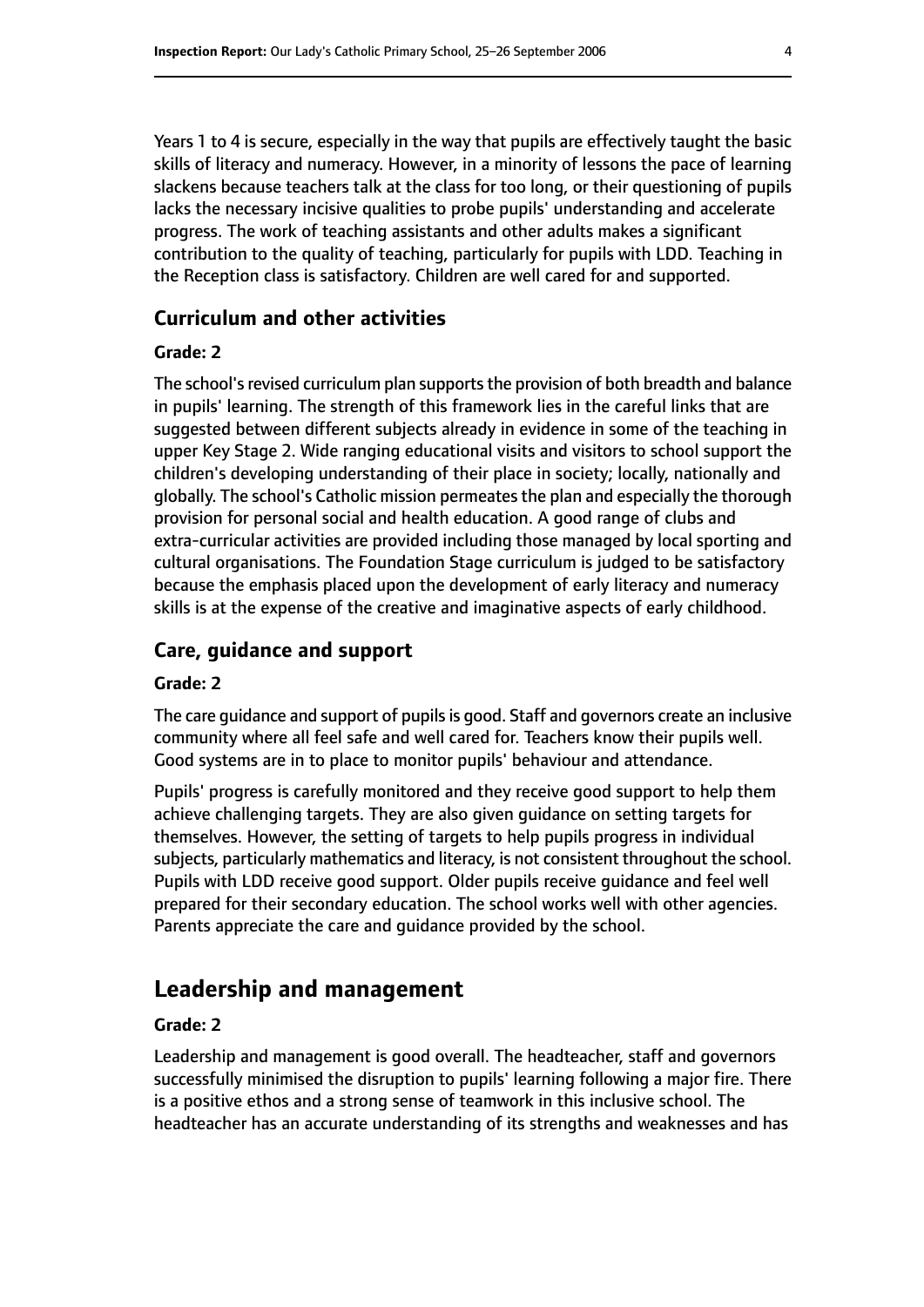Years 1 to 4 is secure, especially in the way that pupils are effectively taught the basic skills of literacy and numeracy. However, in a minority of lessons the pace of learning slackens because teachers talk at the class for too long, or their questioning of pupils lacks the necessary incisive qualities to probe pupils' understanding and accelerate progress. The work of teaching assistants and other adults makes a significant contribution to the quality of teaching, particularly for pupils with LDD. Teaching in the Reception class is satisfactory. Children are well cared for and supported.

### Curriculum and other activities

#### Grade: 2

The school's revised curriculum plan supports the provision of both breadth and balance in pupils' learning. The strength of this framework lies in the careful links that are suggested between different subjects already in evidence in some of the teaching in upper Key Stage 2. Wide ranging educational visits and visitors to school support the children's developing understanding of their place in society; locally, nationally and globally. The school's Catholic mission permeates the plan and especially the thorough provision for personal social and health education. A good range of clubs and extra-curricular activities are provided including those managed by local sporting and cultural organisations. The Foundation Stage curriculum is judged to be satisfactory because the emphasis placed upon the development of early literacy and numeracy skills is at the expense of the creative and imaginative aspects of early childhood.

### Care, guidance and support

#### Grade: 2

The care guidance and support of pupils is good. Staff and governors create an inclusive community where all feel safe and well cared for. Teachers know their pupils well. Good systems are in to place to monitor pupils' behaviour and attendance.

Pupils' progress is carefully monitored and they receive good support to help them achieve challenging targets. They are also given guidance on setting targets for themselves. However, the setting of targets to help pupils progress in individual subjects, particularly mathematics and literacy, is not consistent throughout the school. Pupils with LDD receive good support. Older pupils receive guidance and feel well prepared for their secondary education. The school works well with other agencies. Parents appreciate the care and guidance provided by the school.

## Leadership and management

#### Grade: 2

Leadership and management is good overall. The headteacher, staff and governors successfully minimised the disruption to pupils' learning following a major fire. There is a positive ethos and a strong sense of teamwork in this inclusive school. The headteacher has an accurate understanding of its strengths and weaknesses and has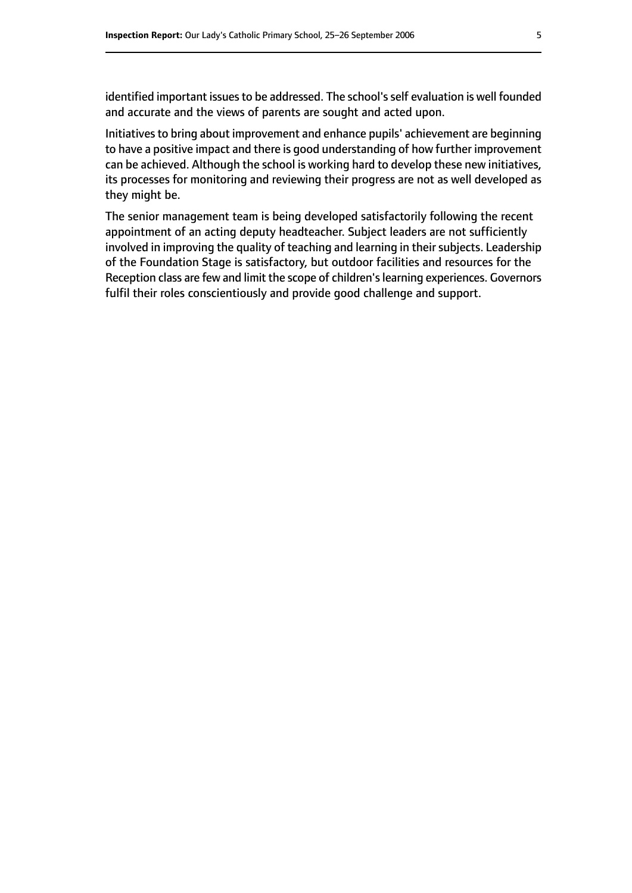identified important issues to be addressed. The school's self evaluation is well founded and accurate and the views of parents are sought and acted upon.

Initiatives to bring about improvement and enhance pupils' achievement are beginning to have a positive impact and there is good understanding of how further improvement can be achieved. Although the school is working hard to develop these new initiatives, its processes for monitoring and reviewing their progress are not as well developed as they might be.

The senior management team is being developed satisfactorily following the recent appointment of an acting deputy headteacher. Subject leaders are not sufficiently involved in improving the quality of teaching and learning in their subjects. Leadership of the Foundation Stage is satisfactory, but outdoor facilities and resources for the Reception class are few and limit the scope of children's learning experiences. Governors fulfil their roles conscientiously and provide good challenge and support.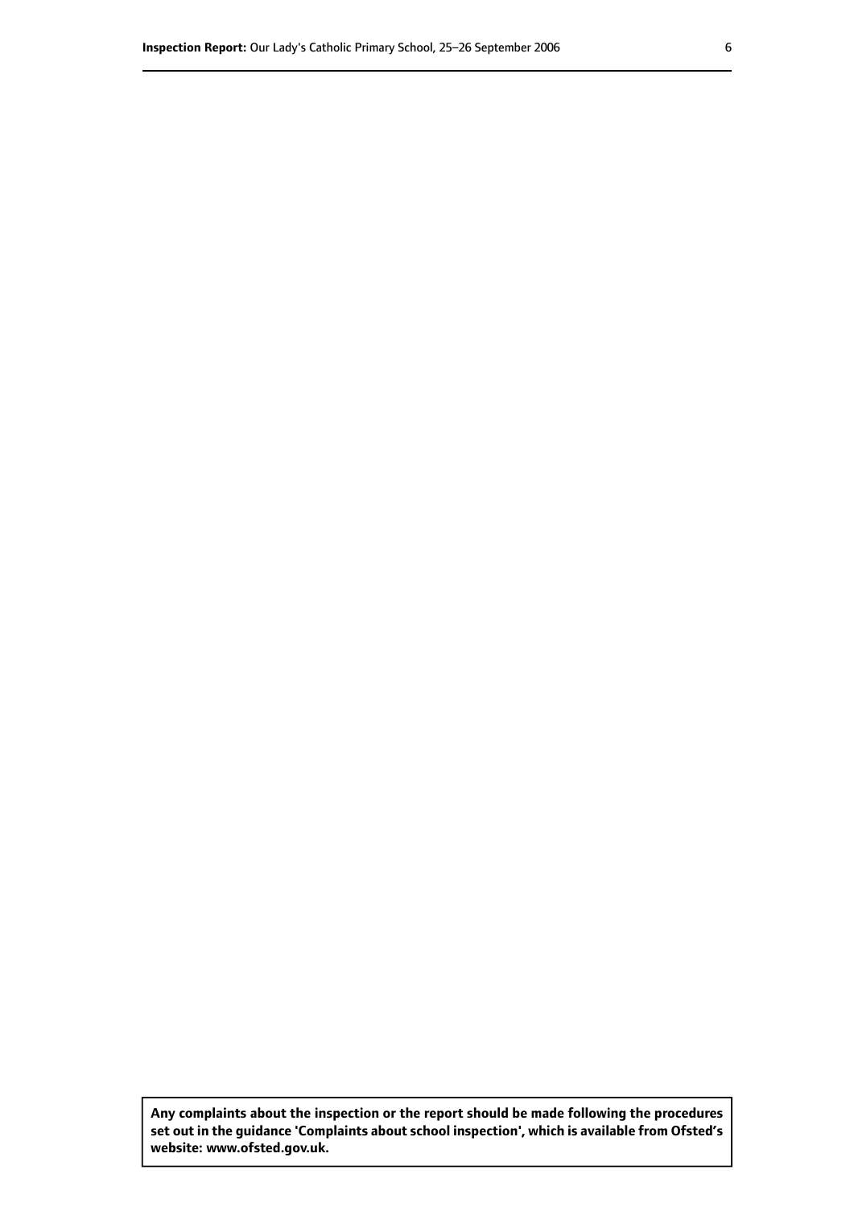**Any complaints about the inspection or the report should be made following the procedures set out in the guidance 'Complaints about school inspection', which is available from Ofsted's website: www.ofsted.gov.uk.**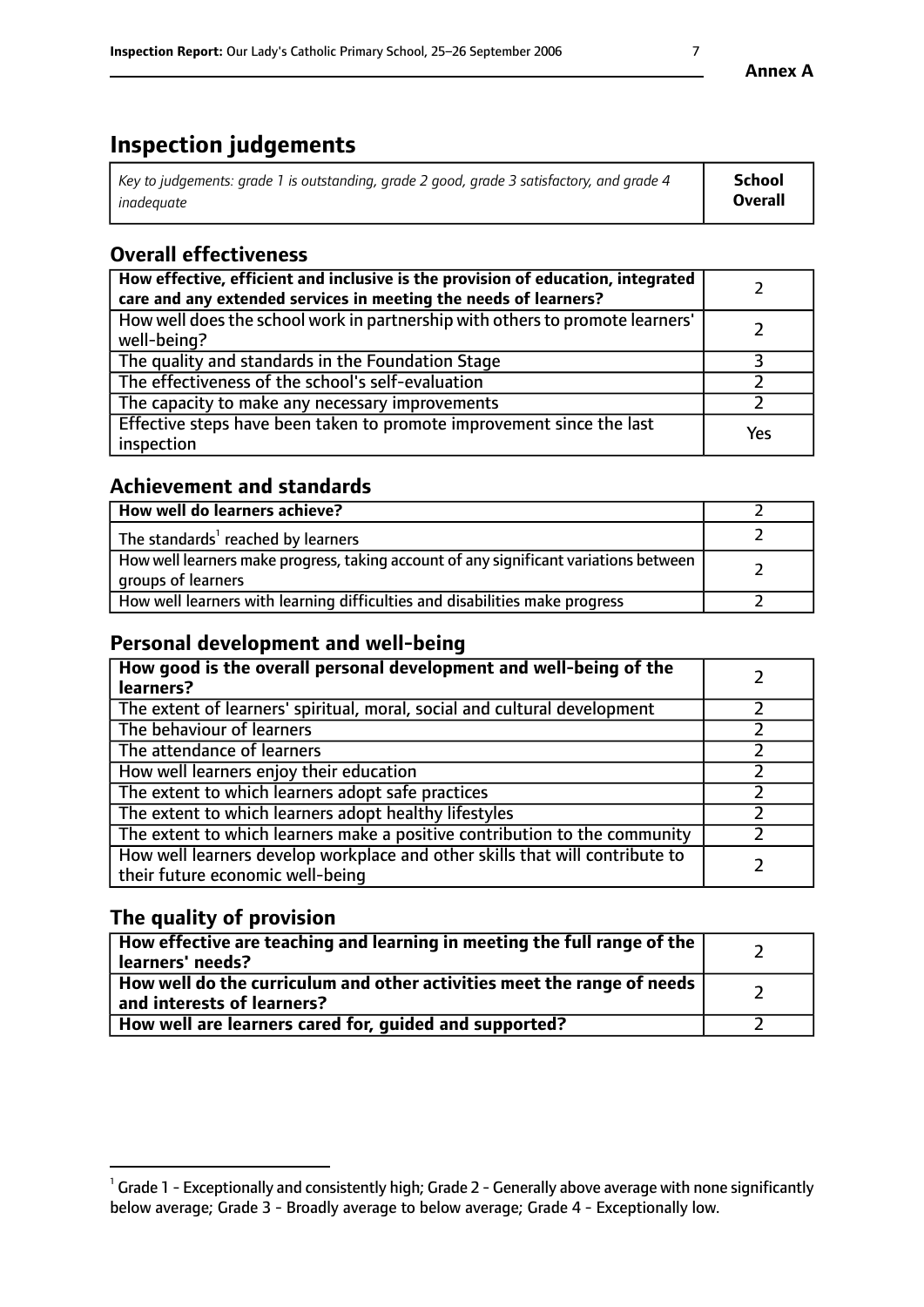Annex A

# Inspection judgements

| *Key to judgements: grade 1 is outstanding, grade 2 good, grade 3 satisfactory, and grade 4 inadequate* | **School Overall** |
|---|---|

## Overall effectiveness

| | |
|---|---|
| **How effective, efficient and inclusive is the provision of education, integrated care and any extended services in meeting the needs of learners?** | 2 |
| How well does the school work in partnership with others to promote learners' well-being? | 2 |
| The quality and standards in the Foundation Stage | 3 |
| The effectiveness of the school's self-evaluation | 2 |
| The capacity to make any necessary improvements | 2 |
| Effective steps have been taken to promote improvement since the last inspection | Yes |

## Achievement and standards

| | |
|---|---|
| **How well do learners achieve?** | 2 |
| The standards[1] reached by learners | 2 |
| How well learners make progress, taking account of any significant variations between groups of learners | 2 |
| How well learners with learning difficulties and disabilities make progress | 2 |

## Personal development and well-being

| | |
|---|---|
| **How good is the overall personal development and well-being of the learners?** | 2 |
| The extent of learners' spiritual, moral, social and cultural development | 2 |
| The behaviour of learners | 2 |
| The attendance of learners | 2 |
| How well learners enjoy their education | 2 |
| The extent to which learners adopt safe practices | 2 |
| The extent to which learners adopt healthy lifestyles | 2 |
| The extent to which learners make a positive contribution to the community | 2 |
| How well learners develop workplace and other skills that will contribute to their future economic well-being | 2 |

## The quality of provision

| | |
|---|---|
| **How effective are teaching and learning in meeting the full range of the learners' needs?** | 2 |
| **How well do the curriculum and other activities meet the range of needs and interests of learners?** | 2 |
| **How well are learners cared for, guided and supported?** | 2 |

[1] Grade 1 - Exceptionally and consistently high; Grade 2 - Generally above average with none significantly below average; Grade 3 - Broadly average to below average; Grade 4 - Exceptionally low.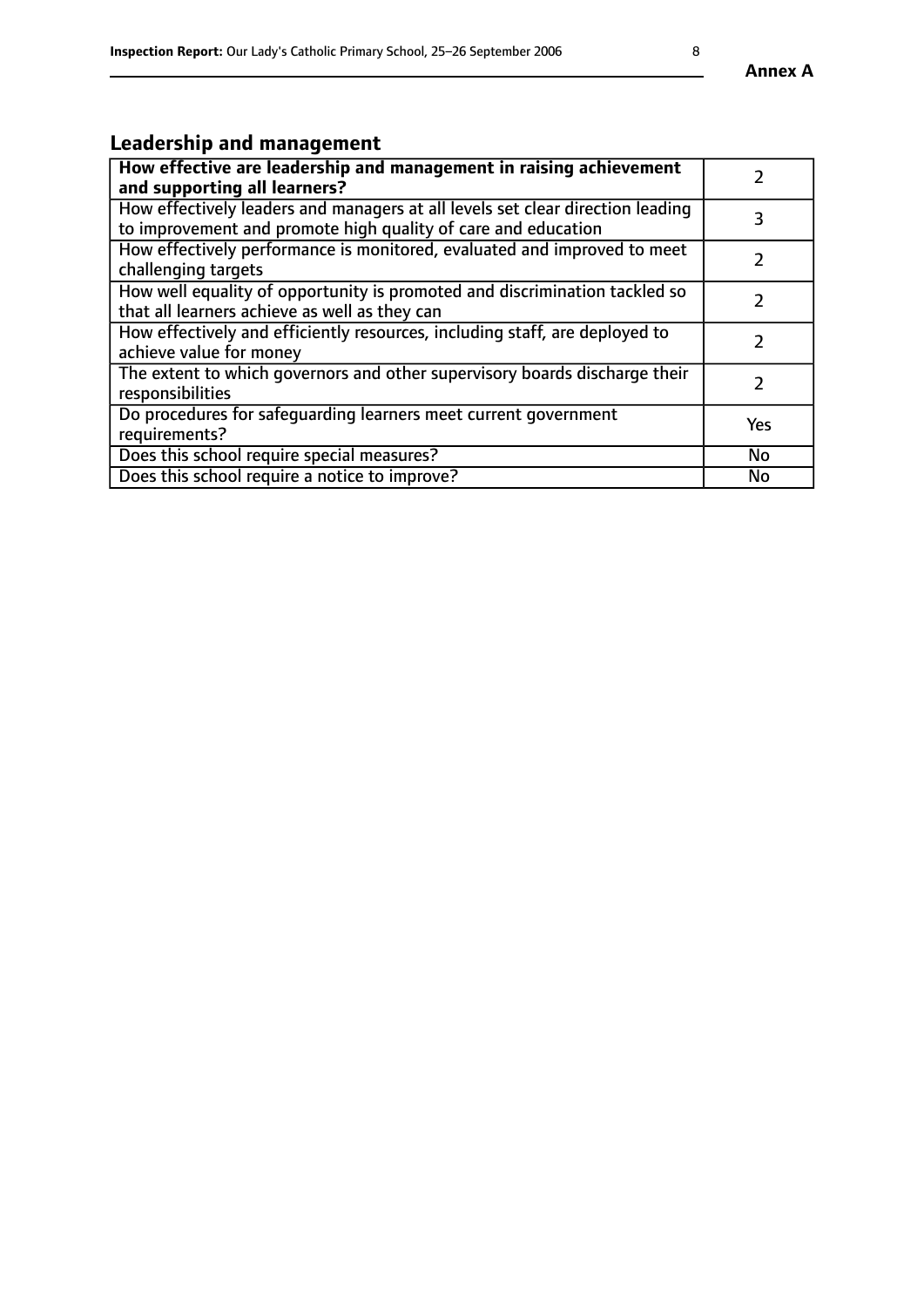## Leadership and management

| How effective are leadership and management in raising achievement and supporting all learners? | 2 |
| --- | --- |
| How effectively leaders and managers at all levels set clear direction leading to improvement and promote high quality of care and education | 3 |
| How effectively performance is monitored, evaluated and improved to meet challenging targets | 2 |
| How well equality of opportunity is promoted and discrimination tackled so that all learners achieve as well as they can | 2 |
| How effectively and efficiently resources, including staff, are deployed to achieve value for money | 2 |
| The extent to which governors and other supervisory boards discharge their responsibilities | 2 |
| Do procedures for safeguarding learners meet current government requirements? | Yes |
| Does this school require special measures? | No |
| Does this school require a notice to improve? | No |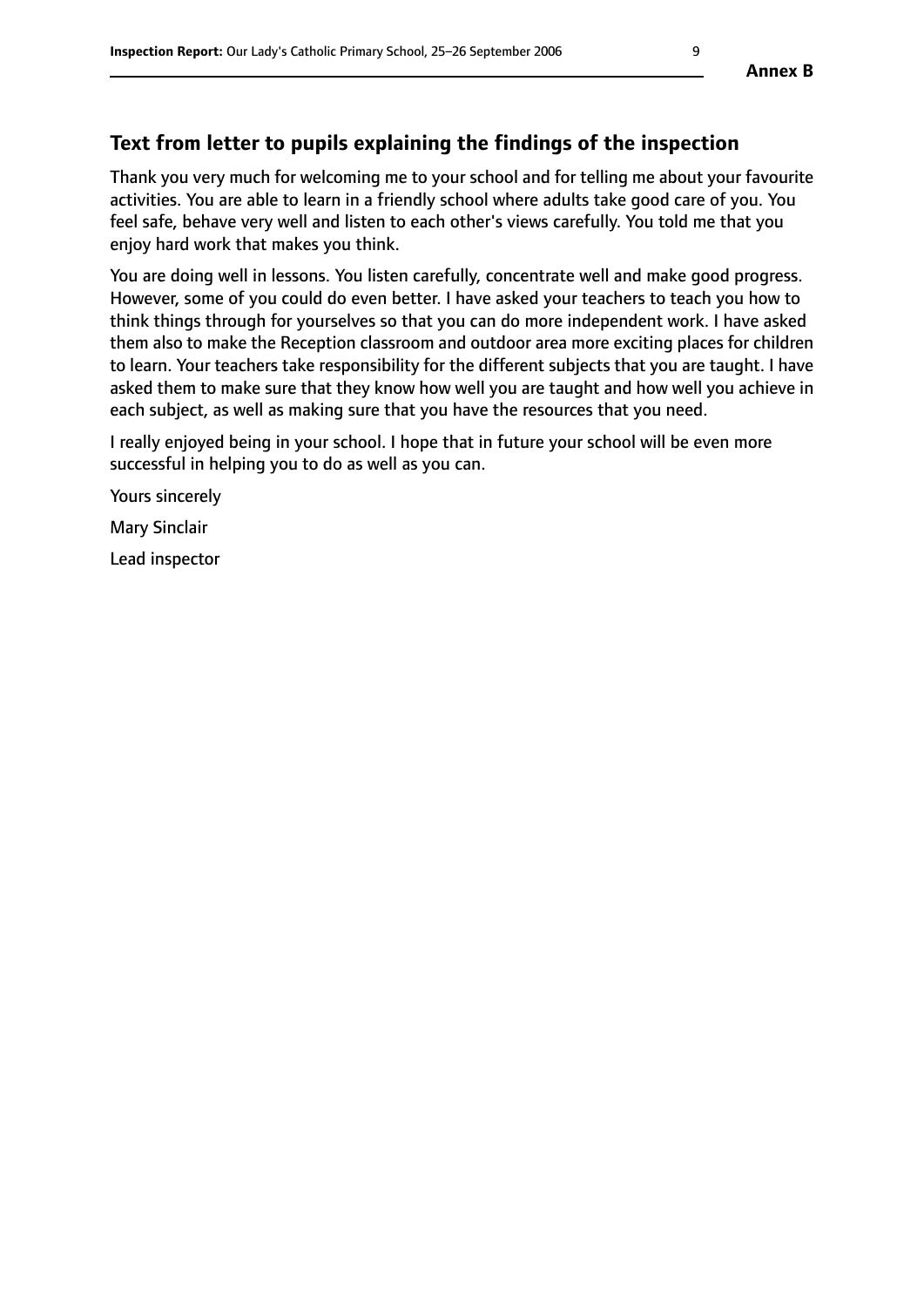## Text from letter to pupils explaining the findings of the inspection

Thank you very much for welcoming me to your school and for telling me about your favourite activities. You are able to learn in a friendly school where adults take good care of you. You feel safe, behave very well and listen to each other's views carefully. You told me that you enjoy hard work that makes you think.

You are doing well in lessons. You listen carefully, concentrate well and make good progress. However, some of you could do even better. I have asked your teachers to teach you how to think things through for yourselves so that you can do more independent work. I have asked them also to make the Reception classroom and outdoor area more exciting places for children to learn. Your teachers take responsibility for the different subjects that you are taught. I have asked them to make sure that they know how well you are taught and how well you achieve in each subject, as well as making sure that you have the resources that you need.

I really enjoyed being in your school. I hope that in future your school will be even more successful in helping you to do as well as you can.

Yours sincerely

Mary Sinclair

Lead inspector